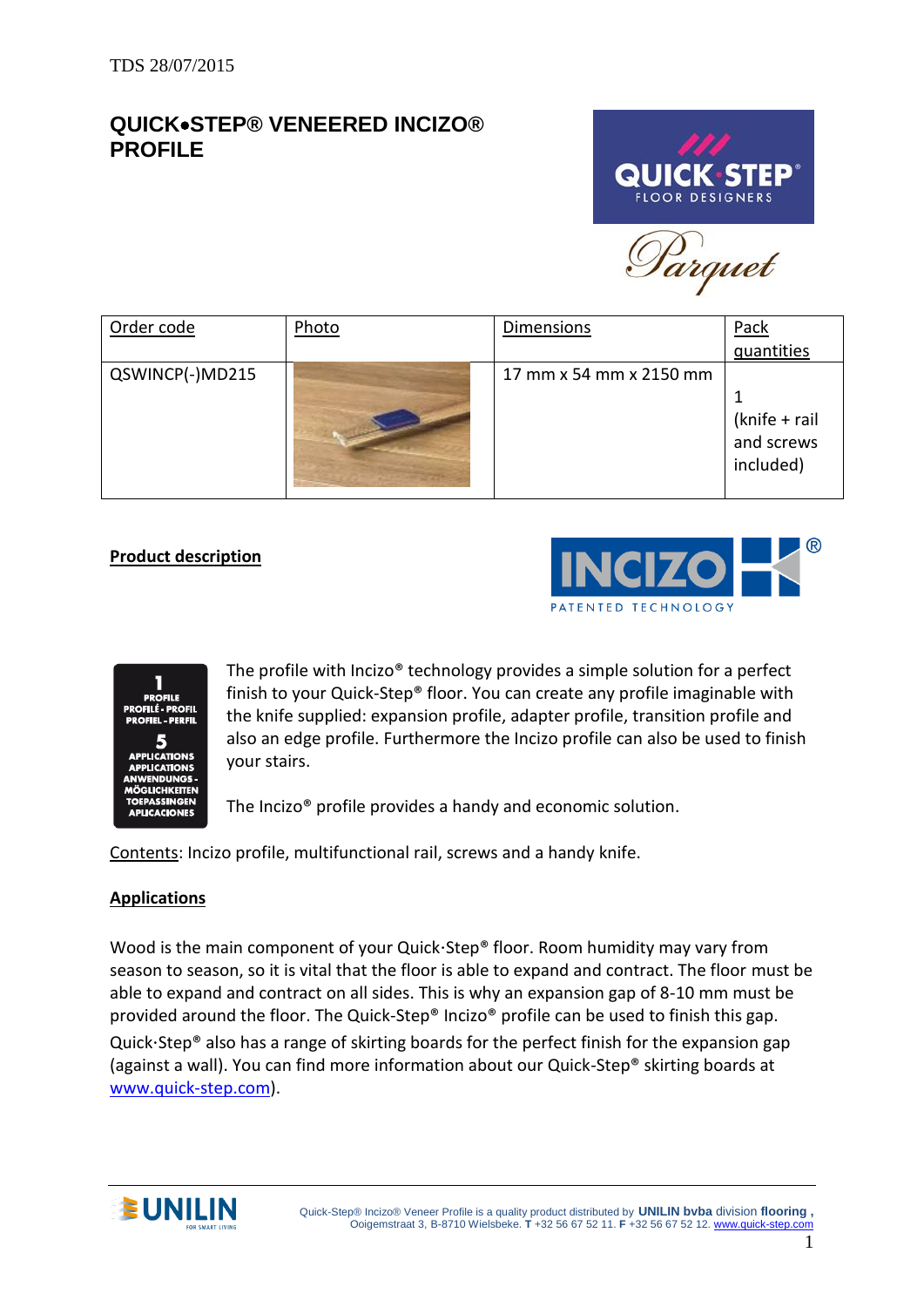TDS 28/07/2015

# QUICK•STEP® VENEERED INCIZO® PROFILE

| Order code | Photo | Dimensions | Pack quantities |
| --- | --- | --- | --- |
| QSWINCP(-)MD215 | | 17 mm x 54 mm x 2150 mm | 1 (knife + rail and screws included) |

## Product description

1 PROFILE PROFILÉ - PROFIL PROFIEL - PERFIL

5 APPLICATIONS APPLICATIONS ANWENDUNGS - MÖGLICHKEITEN TOEPASSINGEN APLICACIONES

The profile with Incizo® technology provides a simple solution for a perfect finish to your Quick-Step® floor. You can create any profile imaginable with the knife supplied: expansion profile, adapter profile, transition profile and also an edge profile. Furthermore the Incizo profile can also be used to finish your stairs.

The Incizo® profile provides a handy and economic solution.

Contents: Incizo profile, multifunctional rail, screws and a handy knife.

## Applications

Wood is the main component of your Quick·Step® floor. Room humidity may vary from season to season, so it is vital that the floor is able to expand and contract. The floor must be able to expand and contract on all sides. This is why an expansion gap of 8-10 mm must be provided around the floor. The Quick-Step® Incizo® profile can be used to finish this gap.

Quick·Step® also has a range of skirting boards for the perfect finish for the expansion gap (against a wall). You can find more information about our Quick-Step® skirting boards at www.quick-step.com).

Quick-Step® Incizo® Veneer Profile is a quality product distributed by **UNILIN bvba** division **flooring**, Ooigemstraat 3, B-8710 Wielsbeke. **T** +32 56 67 52 11. **F** +32 56 67 52 12. www.quick-step.com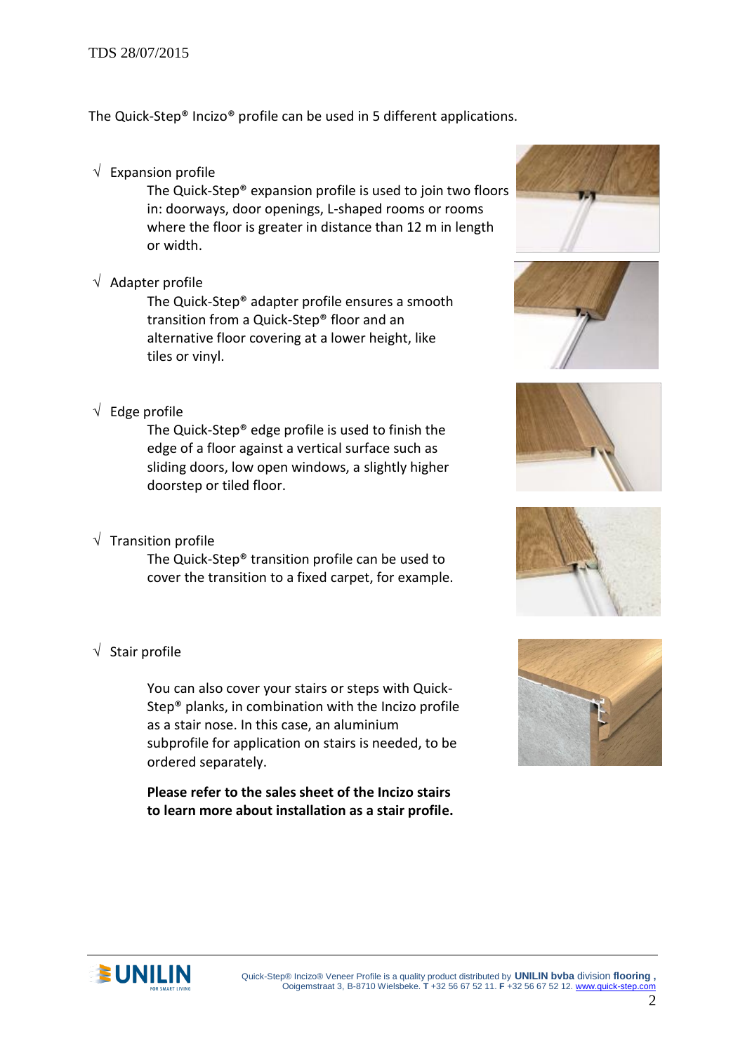The Quick-Step® Incizo® profile can be used in 5 different applications.

- √ Expansion profile

  The Quick-Step® expansion profile is used to join two floors in: doorways, door openings, L-shaped rooms or rooms where the floor is greater in distance than 12 m in length or width.

- √ Adapter profile

  The Quick-Step® adapter profile ensures a smooth transition from a Quick-Step® floor and an alternative floor covering at a lower height, like tiles or vinyl.

- √ Edge profile

  The Quick-Step® edge profile is used to finish the edge of a floor against a vertical surface such as sliding doors, low open windows, a slightly higher doorstep or tiled floor.

- √ Transition profile

  The Quick-Step® transition profile can be used to cover the transition to a fixed carpet, for example.

- √ Stair profile

  You can also cover your stairs or steps with Quick-Step® planks, in combination with the Incizo profile as a stair nose. In this case, an aluminium subprofile for application on stairs is needed, to be ordered separately.

  **Please refer to the sales sheet of the Incizo stairs to learn more about installation as a stair profile.**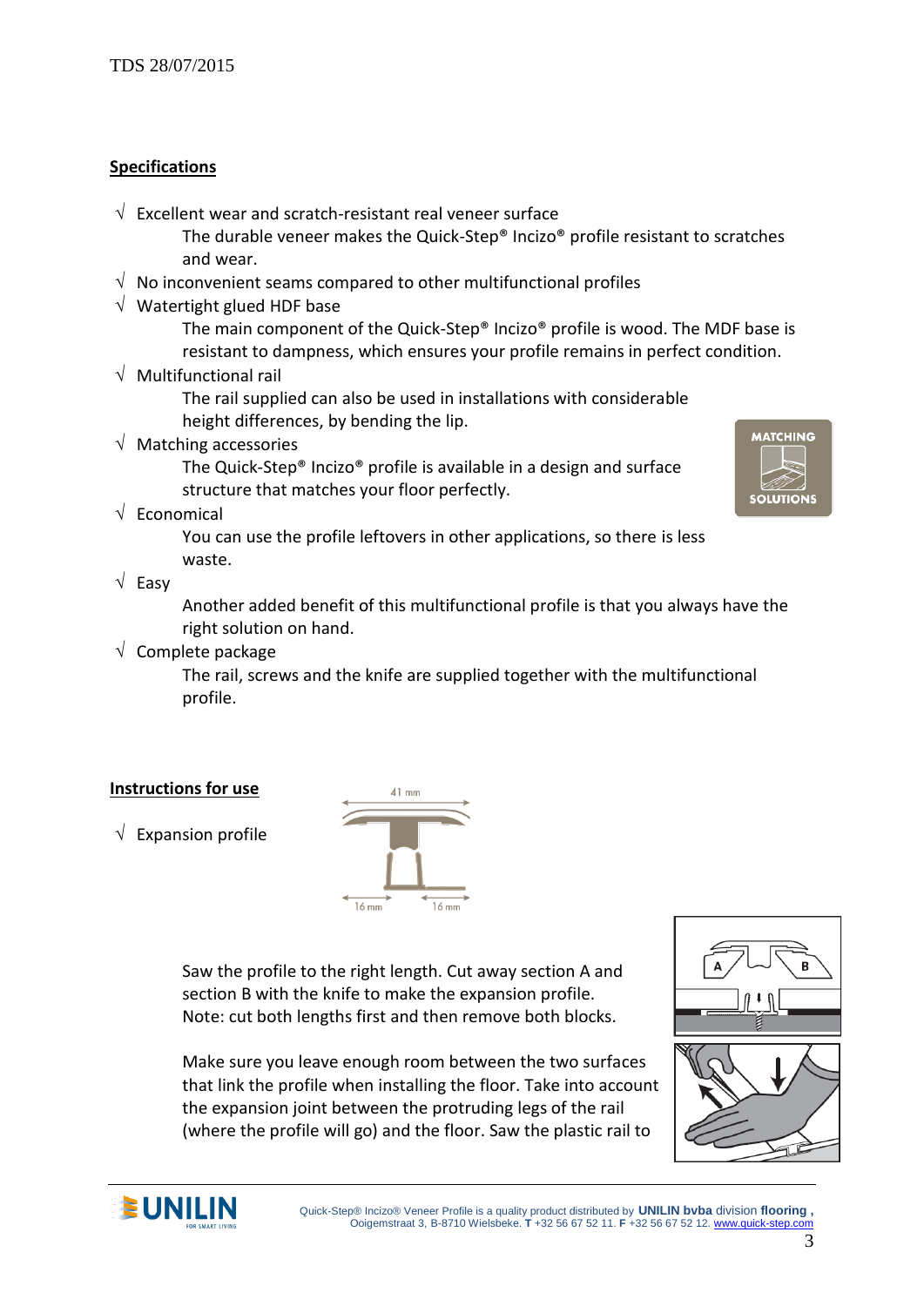TDS 28/07/2015

## Specifications

- √ Excellent wear and scratch-resistant real veneer surface
  The durable veneer makes the Quick-Step® Inczio® profile resistant to scratches and wear.
- √ No inconvenient seams compared to other multifunctional profiles
- √ Watertight glued HDF base
  The main component of the Quick-Step® Inczio® profile is wood. The MDF base is resistant to dampness, which ensures your profile remains in perfect condition.
- √ Multifunctional rail
  The rail supplied can also be used in installations with considerable height differences, by bending the lip.
- √ Matching accessories
  The Quick-Step® Inczio® profile is available in a design and surface structure that matches your floor perfectly.
- √ Economical
  You can use the profile leftovers in other applications, so there is less waste.
- √ Easy
  Another added benefit of this multifunctional profile is that you always have the right solution on hand.
- √ Complete package
  The rail, screws and the knife are supplied together with the multifunctional profile.

## Instructions for use

- √ Expansion profile

41 mm

16 mm 16 mm

Saw the profile to the right length. Cut away section A and section B with the knife to make the expansion profile.
Note: cut both lengths first and then remove both blocks.

Make sure you leave enough room between the two surfaces that link the profile when installing the floor. Take into account the expansion joint between the protruding legs of the rail (where the profile will go) and the floor. Saw the plastic rail to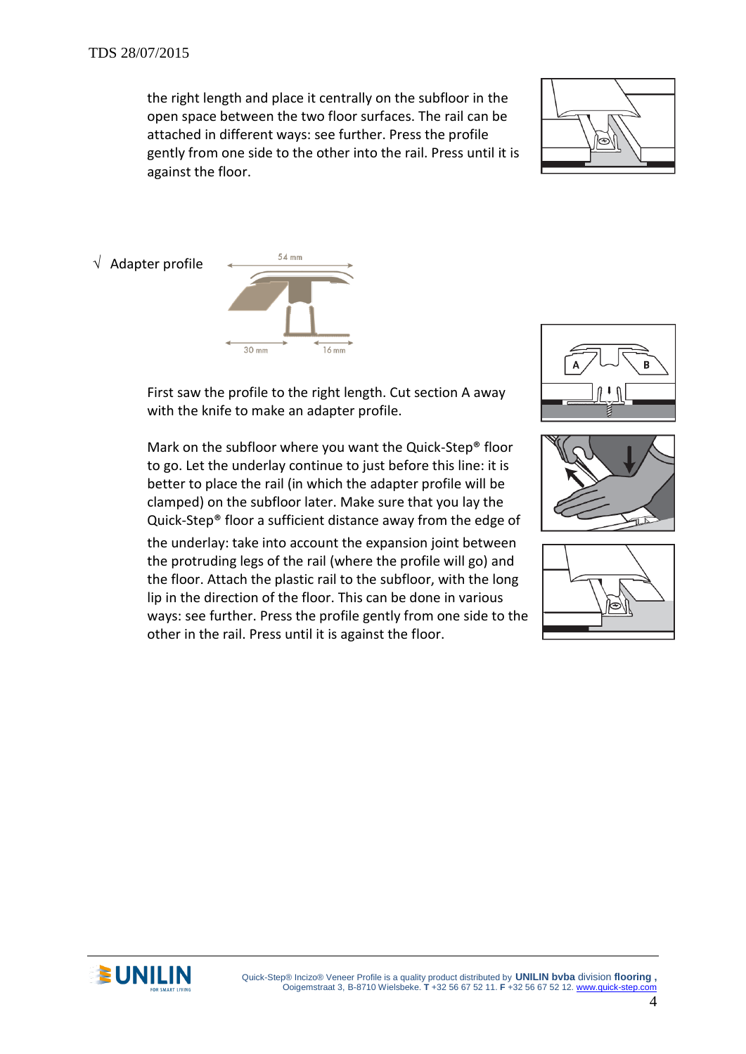the right length and place it centrally on the subfloor in the open space between the two floor surfaces. The rail can be attached in different ways: see further. Press the profile gently from one side to the other into the rail. Press until it is against the floor.

√ Adapter profile

54 mm

30 mm    16 mm

First saw the profile to the right length. Cut section A away with the knife to make an adapter profile.

Mark on the subfloor where you want the Quick-Step® floor to go. Let the underlay continue to just before this line: it is better to place the rail (in which the adapter profile will be clamped) on the subfloor later. Make sure that you lay the Quick-Step® floor a sufficient distance away from the edge of the underlay: take into account the expansion joint between the protruding legs of the rail (where the profile will go) and the floor. Attach the plastic rail to the subfloor, with the long lip in the direction of the floor. This can be done in various ways: see further. Press the profile gently from one side to the other in the rail. Press until it is against the floor.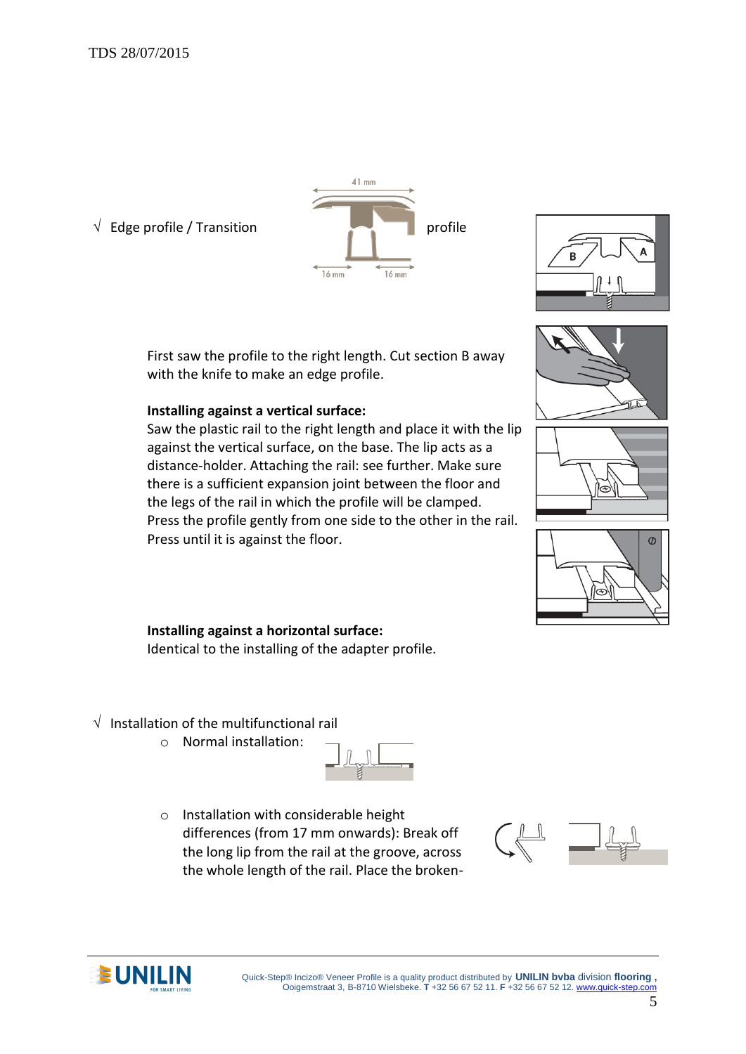√ Edge profile / Transition profile

First saw the profile to the right length. Cut section B away with the knife to make an edge profile.

**Installing against a vertical surface:**
Saw the plastic rail to the right length and place it with the lip against the vertical surface, on the base. The lip acts as a distance-holder. Attaching the rail: see further. Make sure there is a sufficient expansion joint between the floor and the legs of the rail in which the profile will be clamped. Press the profile gently from one side to the other in the rail. Press until it is against the floor.

**Installing against a horizontal surface:**
Identical to the installing of the adapter profile.

√ Installation of the multifunctional rail

- Normal installation:
- Installation with considerable height differences (from 17 mm onwards): Break off the long lip from the rail at the groove, across the whole length of the rail. Place the broken-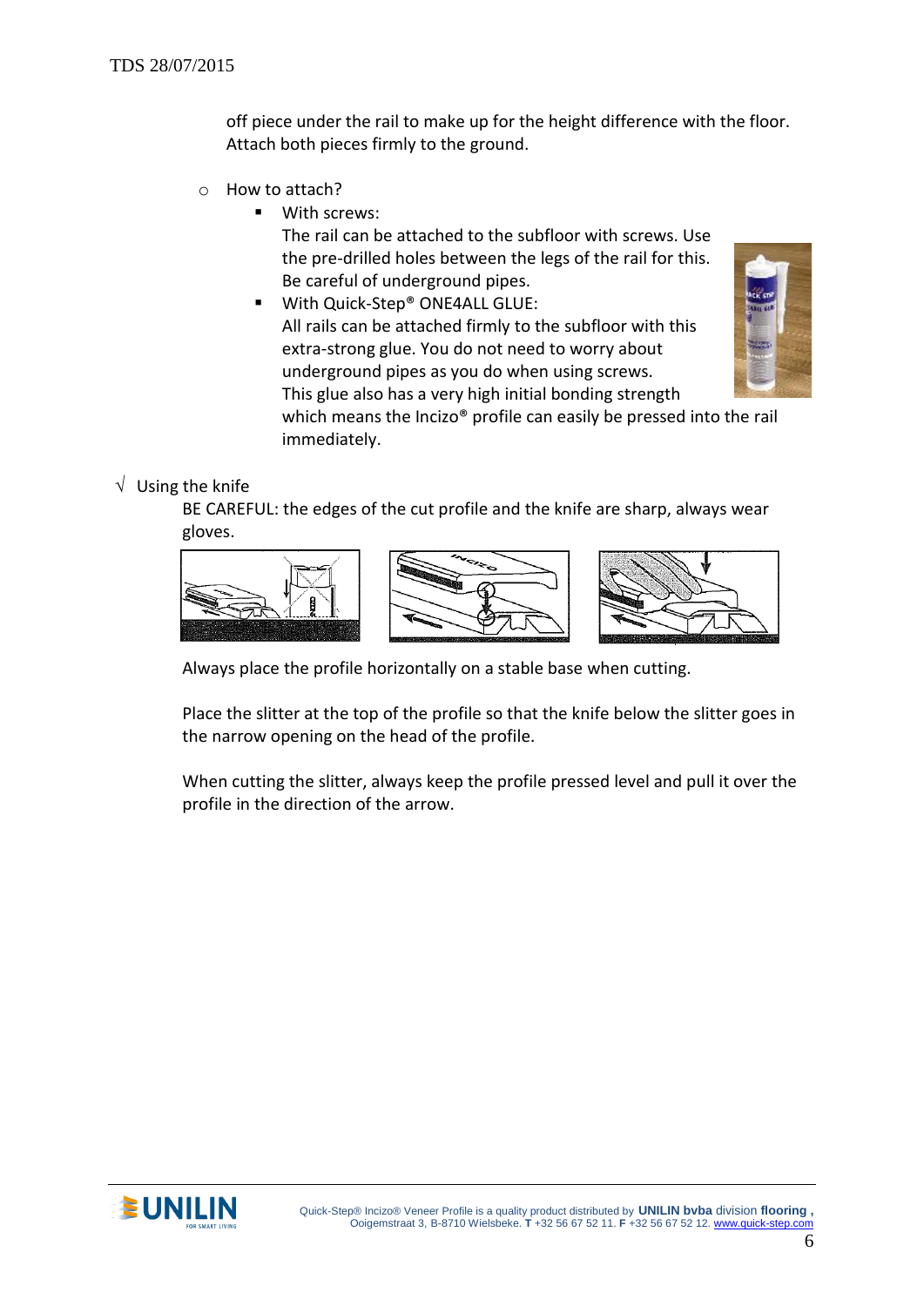off piece under the rail to make up for the height difference with the floor. Attach both pieces firmly to the ground.

- How to attach?
  - With screws:
    The rail can be attached to the subfloor with screws. Use the pre-drilled holes between the legs of the rail for this. Be careful of underground pipes.
  - With Quick-Step® ONE4ALL GLUE:
    All rails can be attached firmly to the subfloor with this extra-strong glue. You do not need to worry about underground pipes as you do when using screws. This glue also has a very high initial bonding strength which means the Incizo® profile can easily be pressed into the rail immediately.

√ Using the knife

BE CAREFUL: the edges of the cut profile and the knife are sharp, always wear gloves.

Always place the profile horizontally on a stable base when cutting.

Place the slitter at the top of the profile so that the knife below the slitter goes in the narrow opening on the head of the profile.

When cutting the slitter, always keep the profile pressed level and pull it over the profile in the direction of the arrow.